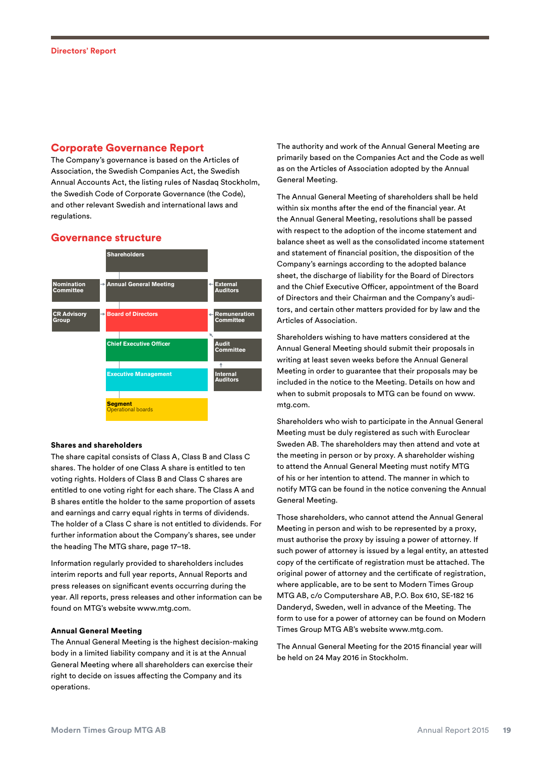## Corporate Governance Report

The Company's governance is based on the Articles of Association, the Swedish Companies Act, the Swedish Annual Accounts Act, the listing rules of Nasdaq Stockholm, the Swedish Code of Corporate Governance (the Code), and other relevant Swedish and international laws and regulations.

## Governance structure

Shareholders

Nomination Committee → Annual General Meeting ← External Auditors

CR Advisory Group → Board of Directors ← Remuneration Committee

Chief Executive Officer

Audit Committee

Executive Management

Internal Auditors

**Segment**
Operational boards

### Shares and shareholders

The share capital consists of Class A, Class B and Class C shares. The holder of one Class A share is entitled to ten voting rights. Holders of Class B and Class C shares are entitled to one voting right for each share. The Class A and B shares entitle the holder to the same proportion of assets and earnings and carry equal rights in terms of dividends. The holder of a Class C share is not entitled to dividends. For further information about the Company's shares, see under the heading The MTG share, page 17–18.

Information regularly provided to shareholders includes interim reports and full year reports, Annual Reports and press releases on significant events occurring during the year. All reports, press releases and other information can be found on MTG's website www.mtg.com.

### Annual General Meeting

The Annual General Meeting is the highest decision-making body in a limited liability company and it is at the Annual General Meeting where all shareholders can exercise their right to decide on issues affecting the Company and its operations.

The authority and work of the Annual General Meeting are primarily based on the Companies Act and the Code as well as on the Articles of Association adopted by the Annual General Meeting.

The Annual General Meeting of shareholders shall be held within six months after the end of the financial year. At the Annual General Meeting, resolutions shall be passed with respect to the adoption of the income statement and balance sheet as well as the consolidated income statement and statement of financial position, the disposition of the Company's earnings according to the adopted balance sheet, the discharge of liability for the Board of Directors and the Chief Executive Officer, appointment of the Board of Directors and their Chairman and the Company's auditors, and certain other matters provided for by law and the Articles of Association.

Shareholders wishing to have matters considered at the Annual General Meeting should submit their proposals in writing at least seven weeks before the Annual General Meeting in order to guarantee that their proposals may be included in the notice to the Meeting. Details on how and when to submit proposals to MTG can be found on www.mtg.com.

Shareholders who wish to participate in the Annual General Meeting must be duly registered as such with Euroclear Sweden AB. The shareholders may then attend and vote at the meeting in person or by proxy. A shareholder wishing to attend the Annual General Meeting must notify MTG of his or her intention to attend. The manner in which to notify MTG can be found in the notice convening the Annual General Meeting.

Those shareholders, who cannot attend the Annual General Meeting in person and wish to be represented by a proxy, must authorise the proxy by issuing a power of attorney. If such power of attorney is issued by a legal entity, an attested copy of the certificate of registration must be attached. The original power of attorney and the certificate of registration, where applicable, are to be sent to Modern Times Group MTG AB, c/o Computershare AB, P.O. Box 610, SE-182 16 Danderyd, Sweden, well in advance of the Meeting. The form to use for a power of attorney can be found on Modern Times Group MTG AB's website www.mtg.com.

The Annual General Meeting for the 2015 financial year will be held on 24 May 2016 in Stockholm.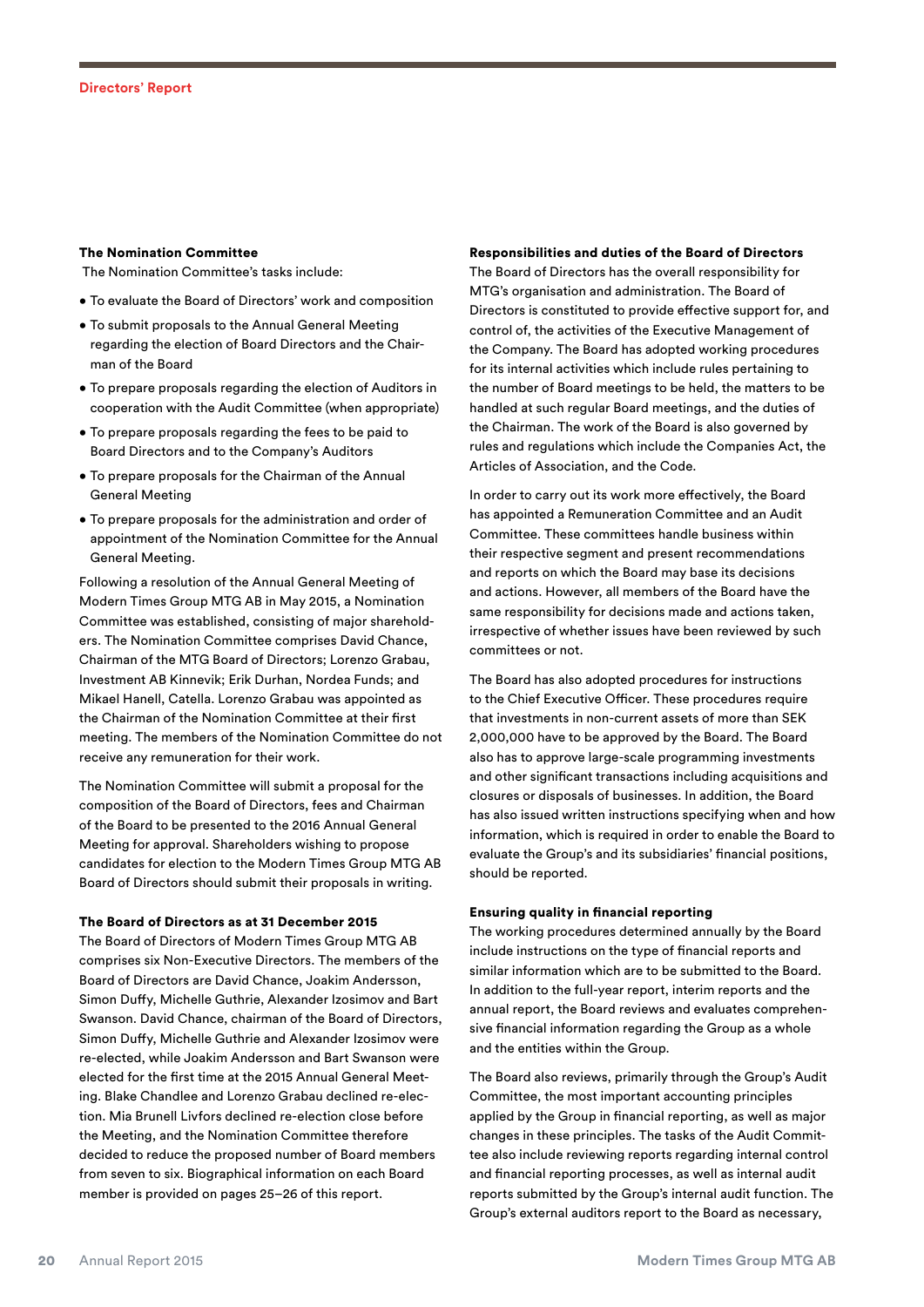### The Nomination Committee

The Nomination Committee's tasks include:

- To evaluate the Board of Directors' work and composition
- To submit proposals to the Annual General Meeting regarding the election of Board Directors and the Chairman of the Board
- To prepare proposals regarding the election of Auditors in cooperation with the Audit Committee (when appropriate)
- To prepare proposals regarding the fees to be paid to Board Directors and to the Company's Auditors
- To prepare proposals for the Chairman of the Annual General Meeting
- To prepare proposals for the administration and order of appointment of the Nomination Committee for the Annual General Meeting.

Following a resolution of the Annual General Meeting of Modern Times Group MTG AB in May 2015, a Nomination Committee was established, consisting of major shareholders. The Nomination Committee comprises David Chance, Chairman of the MTG Board of Directors; Lorenzo Grabau, Investment AB Kinnevik; Erik Durhan, Nordea Funds; and Mikael Hanell, Catella. Lorenzo Grabau was appointed as the Chairman of the Nomination Committee at their first meeting. The members of the Nomination Committee do not receive any remuneration for their work.

The Nomination Committee will submit a proposal for the composition of the Board of Directors, fees and Chairman of the Board to be presented to the 2016 Annual General Meeting for approval. Shareholders wishing to propose candidates for election to the Modern Times Group MTG AB Board of Directors should submit their proposals in writing.

### The Board of Directors as at 31 December 2015

The Board of Directors of Modern Times Group MTG AB comprises six Non-Executive Directors. The members of the Board of Directors are David Chance, Joakim Andersson, Simon Duffy, Michelle Guthrie, Alexander Izosimov and Bart Swanson. David Chance, chairman of the Board of Directors, Simon Duffy, Michelle Guthrie and Alexander Izosimov were re-elected, while Joakim Andersson and Bart Swanson were elected for the first time at the 2015 Annual General Meeting. Blake Chandlee and Lorenzo Grabau declined re-election. Mia Brunell Livfors declined re-election close before the Meeting, and the Nomination Committee therefore decided to reduce the proposed number of Board members from seven to six. Biographical information on each Board member is provided on pages 25–26 of this report.

### Responsibilities and duties of the Board of Directors

The Board of Directors has the overall responsibility for MTG's organisation and administration. The Board of Directors is constituted to provide effective support for, and control of, the activities of the Executive Management of the Company. The Board has adopted working procedures for its internal activities which include rules pertaining to the number of Board meetings to be held, the matters to be handled at such regular Board meetings, and the duties of the Chairman. The work of the Board is also governed by rules and regulations which include the Companies Act, the Articles of Association, and the Code.

In order to carry out its work more effectively, the Board has appointed a Remuneration Committee and an Audit Committee. These committees handle business within their respective segment and present recommendations and reports on which the Board may base its decisions and actions. However, all members of the Board have the same responsibility for decisions made and actions taken, irrespective of whether issues have been reviewed by such committees or not.

The Board has also adopted procedures for instructions to the Chief Executive Officer. These procedures require that investments in non-current assets of more than SEK 2,000,000 have to be approved by the Board. The Board also has to approve large-scale programming investments and other significant transactions including acquisitions and closures or disposals of businesses. In addition, the Board has also issued written instructions specifying when and how information, which is required in order to enable the Board to evaluate the Group's and its subsidiaries' financial positions, should be reported.

### Ensuring quality in financial reporting

The working procedures determined annually by the Board include instructions on the type of financial reports and similar information which are to be submitted to the Board. In addition to the full-year report, interim reports and the annual report, the Board reviews and evaluates comprehensive financial information regarding the Group as a whole and the entities within the Group.

The Board also reviews, primarily through the Group's Audit Committee, the most important accounting principles applied by the Group in financial reporting, as well as major changes in these principles. The tasks of the Audit Committee also include reviewing reports regarding internal control and financial reporting processes, as well as internal audit reports submitted by the Group's internal audit function. The Group's external auditors report to the Board as necessary,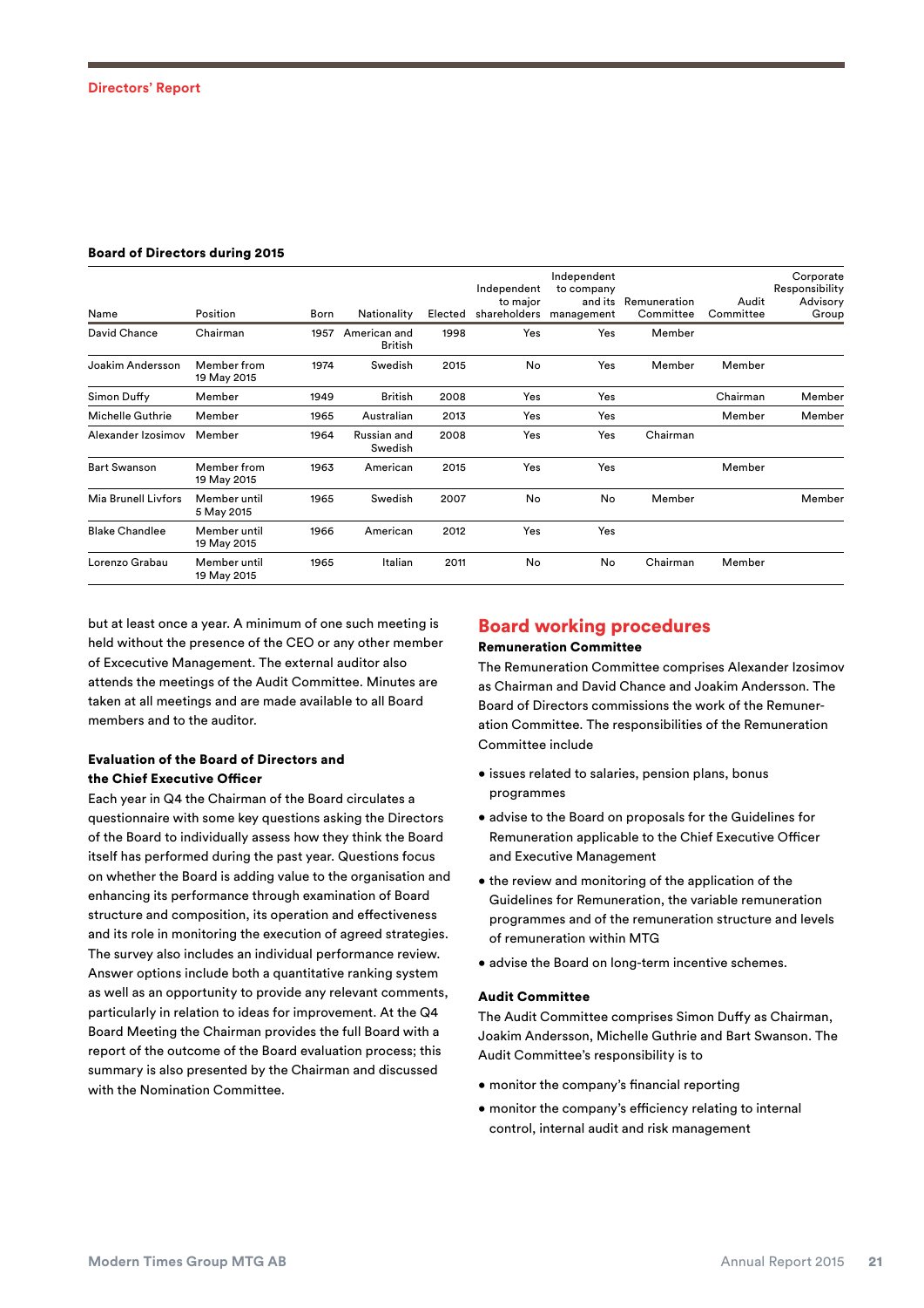**Board of Directors during 2015**

| Name | Position | Born | Nationality | Elected | Independent to major shareholders | Independent to company and its management | Remuneration Committee | Audit Committee | Corporate Responsibility Advisory Group |
|---|---|---|---|---|---|---|---|---|---|
| David Chance | Chairman | 1957 | American and British | 1998 | Yes | Yes | Member | | |
| Joakim Andersson | Member from 19 May 2015 | 1974 | Swedish | 2015 | No | Yes | Member | Member | |
| Simon Duffy | Member | 1949 | British | 2008 | Yes | Yes | | Chairman | Member |
| Michelle Guthrie | Member | 1965 | Australian | 2013 | Yes | Yes | | Member | Member |
| Alexander Izosimov | Member | 1964 | Russian and Swedish | 2008 | Yes | Yes | Chairman | | |
| Bart Swanson | Member from 19 May 2015 | 1963 | American | 2015 | Yes | Yes | | Member | |
| Mia Brunell Livfors | Member until 5 May 2015 | 1965 | Swedish | 2007 | No | No | Member | | Member |
| Blake Chandlee | Member until 19 May 2015 | 1966 | American | 2012 | Yes | Yes | | | |
| Lorenzo Grabau | Member until 19 May 2015 | 1965 | Italian | 2011 | No | No | Chairman | Member | |

but at least once a year. A minimum of one such meeting is held without the presence of the CEO or any other member of Excecutive Management. The external auditor also attends the meetings of the Audit Committee. Minutes are taken at all meetings and are made available to all Board members and to the auditor.

**Evaluation of the Board of Directors and the Chief Executive Officer**

Each year in Q4 the Chairman of the Board circulates a questionnaire with some key questions asking the Directors of the Board to individually assess how they think the Board itself has performed during the past year. Questions focus on whether the Board is adding value to the organisation and enhancing its performance through examination of Board structure and composition, its operation and effectiveness and its role in monitoring the execution of agreed strategies. The survey also includes an individual performance review. Answer options include both a quantitative ranking system as well as an opportunity to provide any relevant comments, particularly in relation to ideas for improvement. At the Q4 Board Meeting the Chairman provides the full Board with a report of the outcome of the Board evaluation process; this summary is also presented by the Chairman and discussed with the Nomination Committee.

## Board working procedures

**Remuneration Committee**

The Remuneration Committee comprises Alexander Izosimov as Chairman and David Chance and Joakim Andersson. The Board of Directors commissions the work of the Remuneration Committee. The responsibilities of the Remuneration Committee include

- issues related to salaries, pension plans, bonus programmes
- advise to the Board on proposals for the Guidelines for Remuneration applicable to the Chief Executive Officer and Executive Management
- the review and monitoring of the application of the Guidelines for Remuneration, the variable remuneration programmes and of the remuneration structure and levels of remuneration within MTG
- advise the Board on long-term incentive schemes.

**Audit Committee**

The Audit Committee comprises Simon Duffy as Chairman, Joakim Andersson, Michelle Guthrie and Bart Swanson. The Audit Committee's responsibility is to

- monitor the company's financial reporting
- monitor the company's efficiency relating to internal control, internal audit and risk management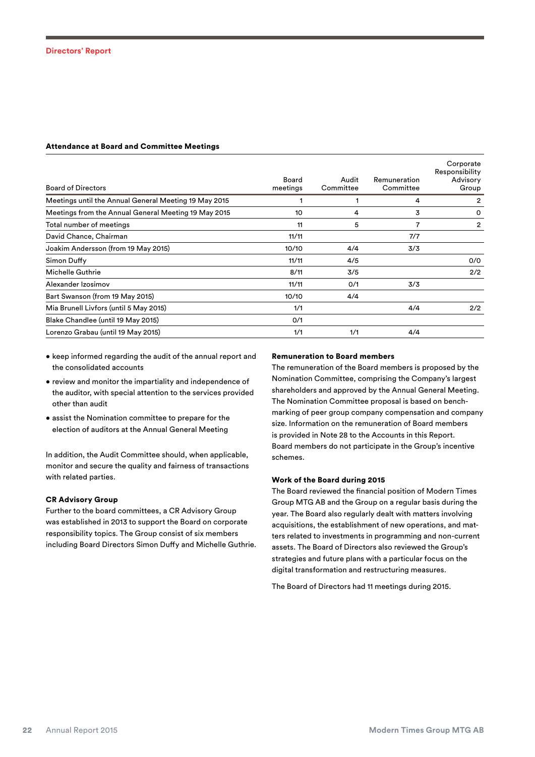### Attendance at Board and Committee Meetings

| Board of Directors | Board meetings | Audit Committee | Remuneration Committee | Corporate Responsibility Advisory Group |
|---|---|---|---|---|
| Meetings until the Annual General Meeting 19 May 2015 | 1 | 1 | 4 | 2 |
| Meetings from the Annual General Meeting 19 May 2015 | 10 | 4 | 3 | 0 |
| Total number of meetings | 11 | 5 | 7 | 2 |
| David Chance, Chairman | 11/11 | | 7/7 | |
| Joakim Andersson (from 19 May 2015) | 10/10 | 4/4 | 3/3 | |
| Simon Duffy | 11/11 | 4/5 | | 0/0 |
| Michelle Guthrie | 8/11 | 3/5 | | 2/2 |
| Alexander Izosimov | 11/11 | 0/1 | 3/3 | |
| Bart Swanson (from 19 May 2015) | 10/10 | 4/4 | | |
| Mia Brunell Livfors (until 5 May 2015) | 1/1 | | 4/4 | 2/2 |
| Blake Chandlee (until 19 May 2015) | 0/1 | | | |
| Lorenzo Grabau (until 19 May 2015) | 1/1 | 1/1 | 4/4 | |

- keep informed regarding the audit of the annual report and the consolidated accounts
- review and monitor the impartiality and independence of the auditor, with special attention to the services provided other than audit
- assist the Nomination committee to prepare for the election of auditors at the Annual General Meeting

In addition, the Audit Committee should, when applicable, monitor and secure the quality and fairness of transactions with related parties.

#### CR Advisory Group

Further to the board committees, a CR Advisory Group was established in 2013 to support the Board on corporate responsibility topics. The Group consist of six members including Board Directors Simon Duffy and Michelle Guthrie.

#### Remuneration to Board members

The remuneration of the Board members is proposed by the Nomination Committee, comprising the Company's largest shareholders and approved by the Annual General Meeting. The Nomination Committee proposal is based on benchmarking of peer group company compensation and company size. Information on the remuneration of Board members is provided in Note 28 to the Accounts in this Report. Board members do not participate in the Group's incentive schemes.

#### Work of the Board during 2015

The Board reviewed the financial position of Modern Times Group MTG AB and the Group on a regular basis during the year. The Board also regularly dealt with matters involving acquisitions, the establishment of new operations, and matters related to investments in programming and non-current assets. The Board of Directors also reviewed the Group's strategies and future plans with a particular focus on the digital transformation and restructuring measures.

The Board of Directors had 11 meetings during 2015.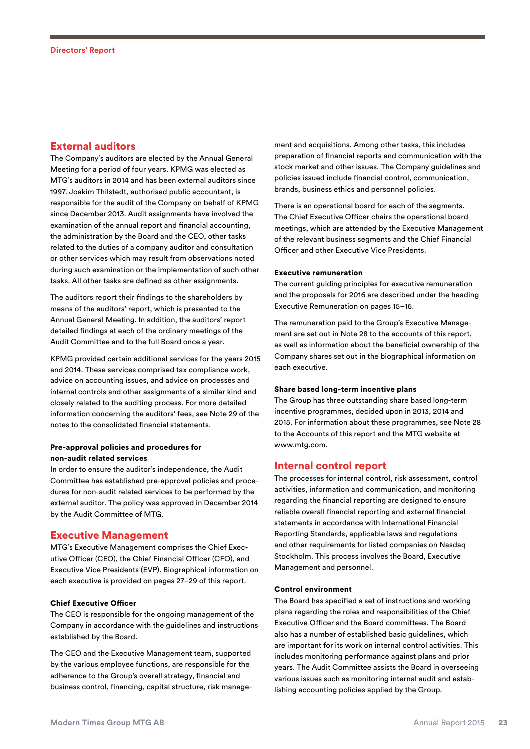## External auditors

The Company's auditors are elected by the Annual General Meeting for a period of four years. KPMG was elected as MTG's auditors in 2014 and has been external auditors since 1997. Joakim Thilstedt, authorised public accountant, is responsible for the audit of the Company on behalf of KPMG since December 2013. Audit assignments have involved the examination of the annual report and financial accounting, the administration by the Board and the CEO, other tasks related to the duties of a company auditor and consultation or other services which may result from observations noted during such examination or the implementation of such other tasks. All other tasks are defined as other assignments.

The auditors report their findings to the shareholders by means of the auditors' report, which is presented to the Annual General Meeting. In addition, the auditors' report detailed findings at each of the ordinary meetings of the Audit Committee and to the full Board once a year.

KPMG provided certain additional services for the years 2015 and 2014. These services comprised tax compliance work, advice on accounting issues, and advice on processes and internal controls and other assignments of a similar kind and closely related to the auditing process. For more detailed information concerning the auditors' fees, see Note 29 of the notes to the consolidated financial statements.

### Pre-approval policies and procedures for non-audit related services

In order to ensure the auditor's independence, the Audit Committee has established pre-approval policies and procedures for non-audit related services to be performed by the external auditor. The policy was approved in December 2014 by the Audit Committee of MTG.

## Executive Management

MTG's Executive Management comprises the Chief Executive Officer (CEO), the Chief Financial Officer (CFO), and Executive Vice Presidents (EVP). Biographical information on each executive is provided on pages 27–29 of this report.

### Chief Executive Officer

The CEO is responsible for the ongoing management of the Company in accordance with the guidelines and instructions established by the Board.

The CEO and the Executive Management team, supported by the various employee functions, are responsible for the adherence to the Group's overall strategy, financial and business control, financing, capital structure, risk management and acquisitions. Among other tasks, this includes preparation of financial reports and communication with the stock market and other issues. The Company guidelines and policies issued include financial control, communication, brands, business ethics and personnel policies.

There is an operational board for each of the segments. The Chief Executive Officer chairs the operational board meetings, which are attended by the Executive Management of the relevant business segments and the Chief Financial Officer and other Executive Vice Presidents.

### Executive remuneration

The current guiding principles for executive remuneration and the proposals for 2016 are described under the heading Executive Remuneration on pages 15–16.

The remuneration paid to the Group's Executive Management are set out in Note 28 to the accounts of this report, as well as information about the beneficial ownership of the Company shares set out in the biographical information on each executive.

### Share based long-term incentive plans

The Group has three outstanding share based long-term incentive programmes, decided upon in 2013, 2014 and 2015. For information about these programmes, see Note 28 to the Accounts of this report and the MTG website at www.mtg.com.

## Internal control report

The processes for internal control, risk assessment, control activities, information and communication, and monitoring regarding the financial reporting are designed to ensure reliable overall financial reporting and external financial statements in accordance with International Financial Reporting Standards, applicable laws and regulations and other requirements for listed companies on Nasdaq Stockholm. This process involves the Board, Executive Management and personnel.

### Control environment

The Board has specified a set of instructions and working plans regarding the roles and responsibilities of the Chief Executive Officer and the Board committees. The Board also has a number of established basic guidelines, which are important for its work on internal control activities. This includes monitoring performance against plans and prior years. The Audit Committee assists the Board in overseeing various issues such as monitoring internal audit and establishing accounting policies applied by the Group.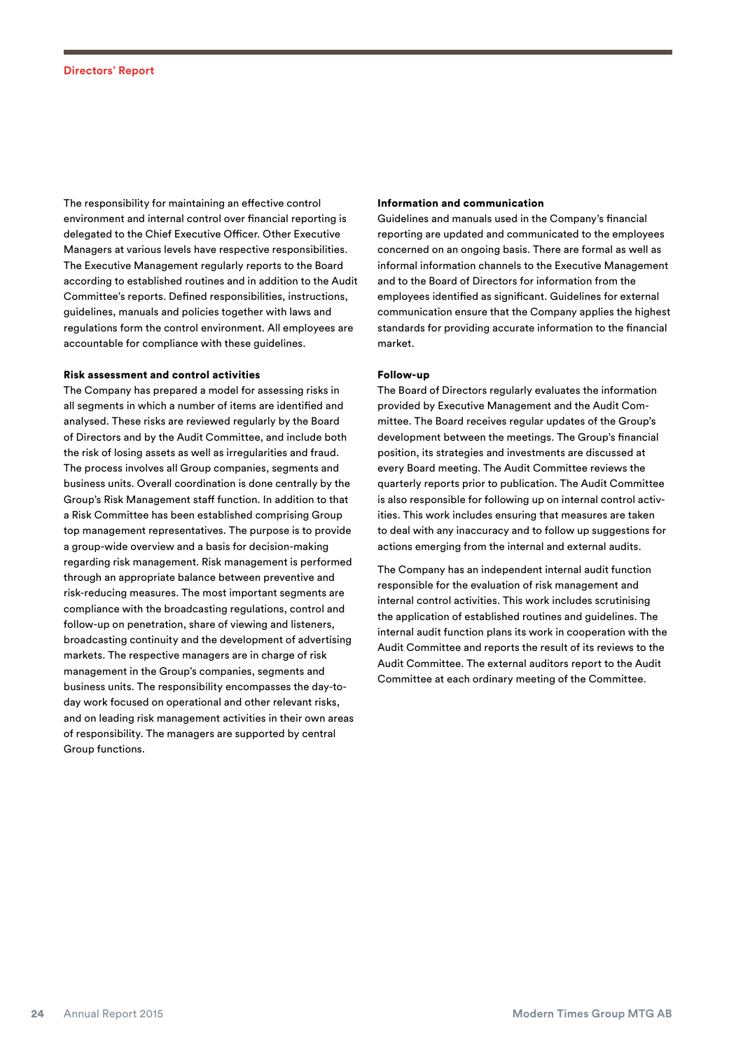The responsibility for maintaining an effective control environment and internal control over financial reporting is delegated to the Chief Executive Officer. Other Executive Managers at various levels have respective responsibilities. The Executive Management regularly reports to the Board according to established routines and in addition to the Audit Committee's reports. Defined responsibilities, instructions, guidelines, manuals and policies together with laws and regulations form the control environment. All employees are accountable for compliance with these guidelines.

#### Risk assessment and control activities

The Company has prepared a model for assessing risks in all segments in which a number of items are identified and analysed. These risks are reviewed regularly by the Board of Directors and by the Audit Committee, and include both the risk of losing assets as well as irregularities and fraud. The process involves all Group companies, segments and business units. Overall coordination is done centrally by the Group's Risk Management staff function. In addition to that a Risk Committee has been established comprising Group top management representatives. The purpose is to provide a group-wide overview and a basis for decision-making regarding risk management. Risk management is performed through an appropriate balance between preventive and risk-reducing measures. The most important segments are compliance with the broadcasting regulations, control and follow-up on penetration, share of viewing and listeners, broadcasting continuity and the development of advertising markets. The respective managers are in charge of risk management in the Group's companies, segments and business units. The responsibility encompasses the day-to-day work focused on operational and other relevant risks, and on leading risk management activities in their own areas of responsibility. The managers are supported by central Group functions.

#### Information and communication

Guidelines and manuals used in the Company's financial reporting are updated and communicated to the employees concerned on an ongoing basis. There are formal as well as informal information channels to the Executive Management and to the Board of Directors for information from the employees identified as significant. Guidelines for external communication ensure that the Company applies the highest standards for providing accurate information to the financial market.

#### Follow-up

The Board of Directors regularly evaluates the information provided by Executive Management and the Audit Committee. The Board receives regular updates of the Group's development between the meetings. The Group's financial position, its strategies and investments are discussed at every Board meeting. The Audit Committee reviews the quarterly reports prior to publication. The Audit Committee is also responsible for following up on internal control activities. This work includes ensuring that measures are taken to deal with any inaccuracy and to follow up suggestions for actions emerging from the internal and external audits.

The Company has an independent internal audit function responsible for the evaluation of risk management and internal control activities. This work includes scrutinising the application of established routines and guidelines. The internal audit function plans its work in cooperation with the Audit Committee and reports the result of its reviews to the Audit Committee. The external auditors report to the Audit Committee at each ordinary meeting of the Committee.